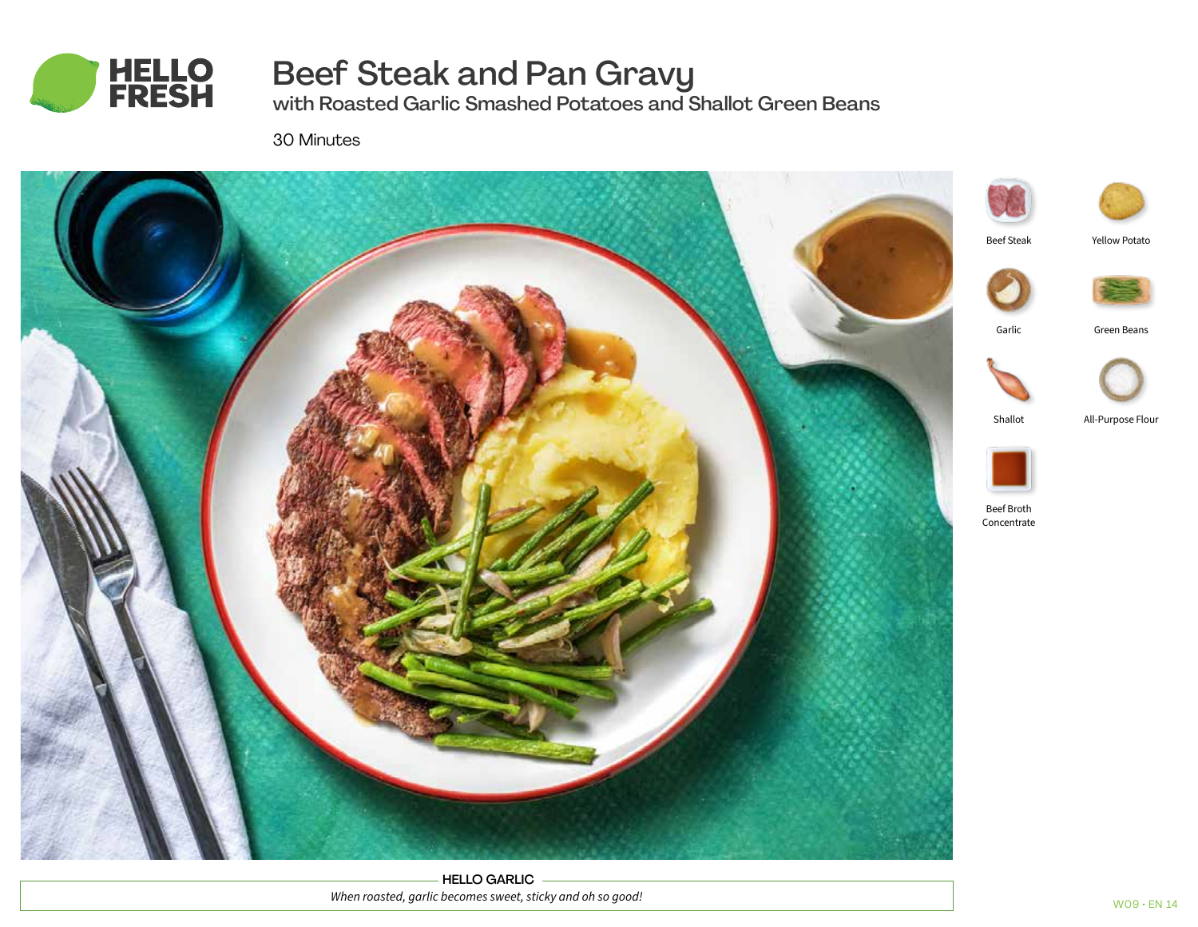# Beef Steak and Pan Gravy

## with Roasted Garlic Smashed Potatoes and Shallot Green Beans

30 Minutes

- Beef Steak
- Yellow Potato
- Garlic
- Green Beans
- Shallot
- All-Purpose Flour
- Beef Broth Concentrate

**HELLO GARLIC**

*When roasted, garlic becomes sweet, sticky and oh so good!*

W09 • EN 14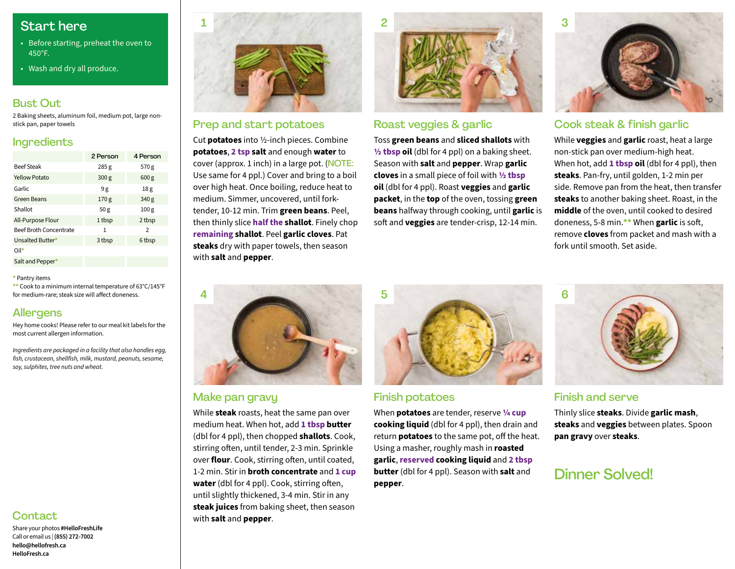## Start here

- Before starting, preheat the oven to 450°F.
- Wash and dry all produce.

## Bust Out

2 Baking sheets, aluminum foil, medium pot, large non-stick pan, paper towels

## Ingredients

| | 2 Person | 4 Person |
|---|---|---|
| Beef Steak | 285 g | 570 g |
| Yellow Potato | 300 g | 600 g |
| Garlic | 9 g | 18 g |
| Green Beans | 170 g | 340 g |
| Shallot | 50 g | 100 g |
| All-Purpose Flour | 1 tbsp | 2 tbsp |
| Beef Broth Concentrate | 1 | 2 |
| Unsalted Butter* | 3 tbsp | 6 tbsp |
| Oil* | | |
| Salt and Pepper* | | |

\* Pantry items

\*\* Cook to a minimum internal temperature of 63°C/145°F for medium-rare; steak size will affect doneness.

## Allergens

Hey home cooks! Please refer to our meal kit labels for the most current allergen information.

*Ingredients are packaged in a facility that also handles egg, fish, crustacean, shellfish, milk, mustard, peanuts, sesame, soy, sulphites, tree nuts and wheat.*

## Contact

Share your photos **#HelloFreshLife**
Call or email us | **(855) 272-7002**
**hello@hellofresh.ca**
**HelloFresh.ca**

## 1 Prep and start potatoes

Cut **potatoes** into ½-inch pieces. Combine **potatoes**, **2 tsp salt** and enough **water** to cover (approx. 1 inch) in a large pot. (NOTE: Use same for 4 ppl.) Cover and bring to a boil over high heat. Once boiling, reduce heat to medium. Simmer, uncovered, until fork-tender, 10-12 min. Trim **green beans**. Peel, then thinly slice **half the shallot**. Finely chop **remaining shallot**. Peel **garlic cloves**. Pat **steaks** dry with paper towels, then season with **salt** and **pepper**.

## 2 Roast veggies & garlic

Toss **green beans** and **sliced shallots** with **½ tbsp oil** (dbl for 4 ppl) on a baking sheet. Season with **salt** and **pepper**. Wrap **garlic cloves** in a small piece of foil with **½ tbsp oil** (dbl for 4 ppl). Roast **veggies** and **garlic packet**, in the **top** of the oven, tossing **green beans** halfway through cooking, until **garlic** is soft and **veggies** are tender-crisp, 12-14 min.

## 3 Cook steak & finish garlic

While **veggies** and **garlic** roast, heat a large non-stick pan over medium-high heat. When hot, add **1 tbsp oil** (dbl for 4 ppl), then **steaks**. Pan-fry, until golden, 1-2 min per side. Remove pan from the heat, then transfer **steaks** to another baking sheet. Roast, in the **middle** of the oven, until cooked to desired doneness, 5-8 min.\*\* When **garlic** is soft, remove **cloves** from packet and mash with a fork until smooth. Set aside.

## 4 Make pan gravy

While **steak** roasts, heat the same pan over medium heat. When hot, add **1 tbsp butter** (dbl for 4 ppl), then chopped **shallots**. Cook, stirring often, until tender, 2-3 min. Sprinkle over **flour**. Cook, stirring often, until coated, 1-2 min. Stir in **broth concentrate** and **1 cup water** (dbl for 4 ppl). Cook, stirring often, until slightly thickened, 3-4 min. Stir in any **steak juices** from baking sheet, then season with **salt** and **pepper**.

## 5 Finish potatoes

When **potatoes** are tender, reserve **¼ cup cooking liquid** (dbl for 4 ppl), then drain and return **potatoes** to the same pot, off the heat. Using a masher, roughly mash in **roasted garlic**, **reserved cooking liquid** and **2 tbsp butter** (dbl for 4 ppl). Season with **salt** and **pepper**.

## 6 Finish and serve

Thinly slice **steaks**. Divide **garlic mash**, **steaks** and **veggies** between plates. Spoon **pan gravy** over **steaks**.

## Dinner Solved!